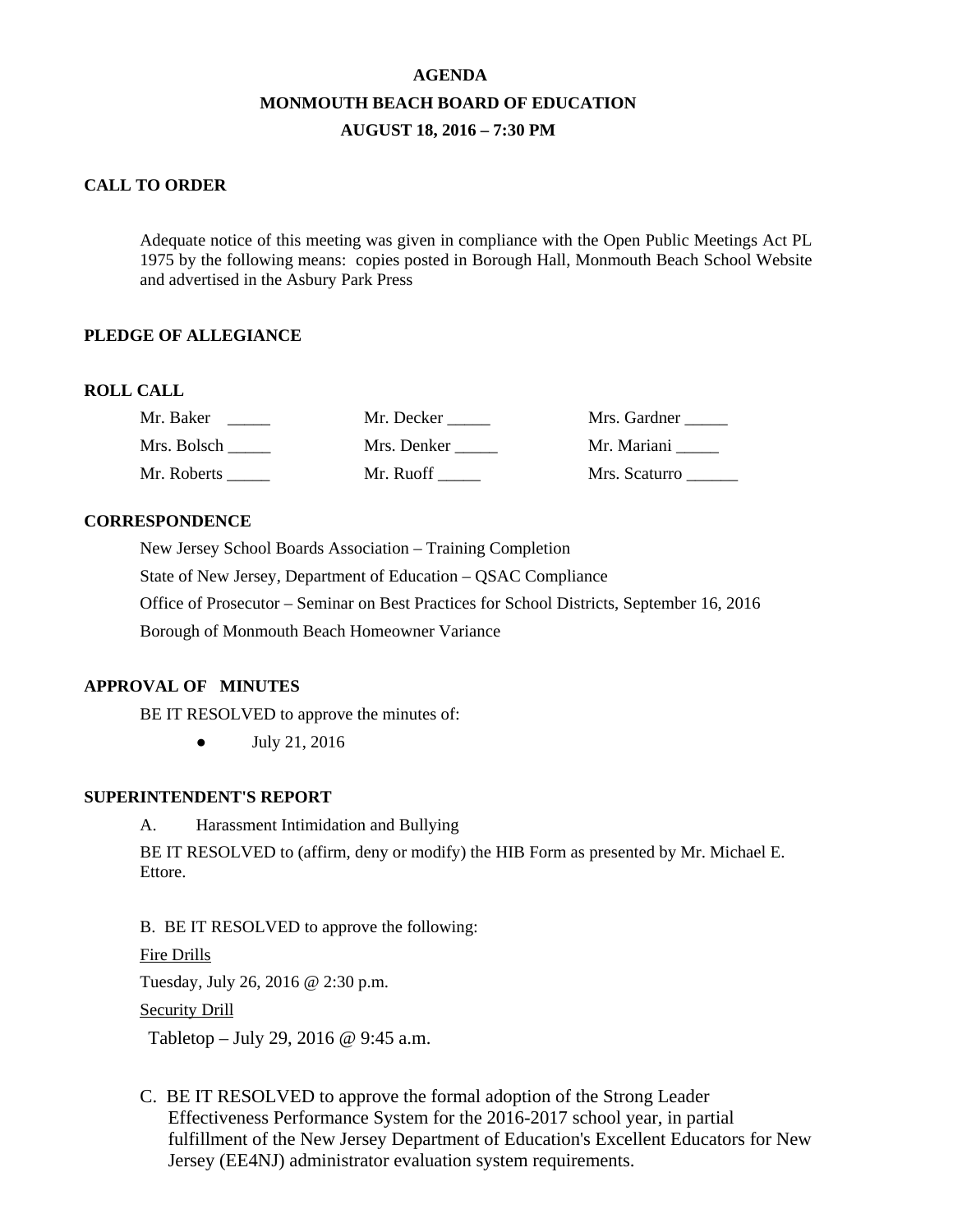**AGENDA**

**MONMOUTH BEACH BOARD OF EDUCATION**

**AUGUST 18, 2016 – 7:30 PM**

**CALL TO ORDER**

Adequate notice of this meeting was given in compliance with the Open Public Meetings Act PL 1975 by the following means: copies posted in Borough Hall, Monmouth Beach School Website and advertised in the Asbury Park Press

**PLEDGE OF ALLEGIANCE**

**ROLL CALL**

| | | |
|---|---|---|
| Mr. Baker _____ | Mr. Decker _____ | Mrs. Gardner _____ |
| Mrs. Bolsch _____ | Mrs. Denker _____ | Mr. Mariani _____ |
| Mr. Roberts _____ | Mr. Ruoff _____ | Mrs. Scaturro ______ |

**CORRESPONDENCE**

New Jersey School Boards Association – Training Completion

State of New Jersey, Department of Education – QSAC Compliance

Office of Prosecutor – Seminar on Best Practices for School Districts, September 16, 2016

Borough of Monmouth Beach Homeowner Variance

**APPROVAL OF MINUTES**

BE IT RESOLVED to approve the minutes of:

- July 21, 2016

**SUPERINTENDENT'S REPORT**

A. Harassment Intimidation and Bullying

BE IT RESOLVED to (affirm, deny or modify) the HIB Form as presented by Mr. Michael E. Ettore.

B. BE IT RESOLVED to approve the following:

Fire Drills

Tuesday, July 26, 2016 @ 2:30 p.m.

Security Drill

Tabletop – July 29, 2016 @ 9:45 a.m.

C. BE IT RESOLVED to approve the formal adoption of the Strong Leader Effectiveness Performance System for the 2016-2017 school year, in partial fulfillment of the New Jersey Department of Education's Excellent Educators for New Jersey (EE4NJ) administrator evaluation system requirements.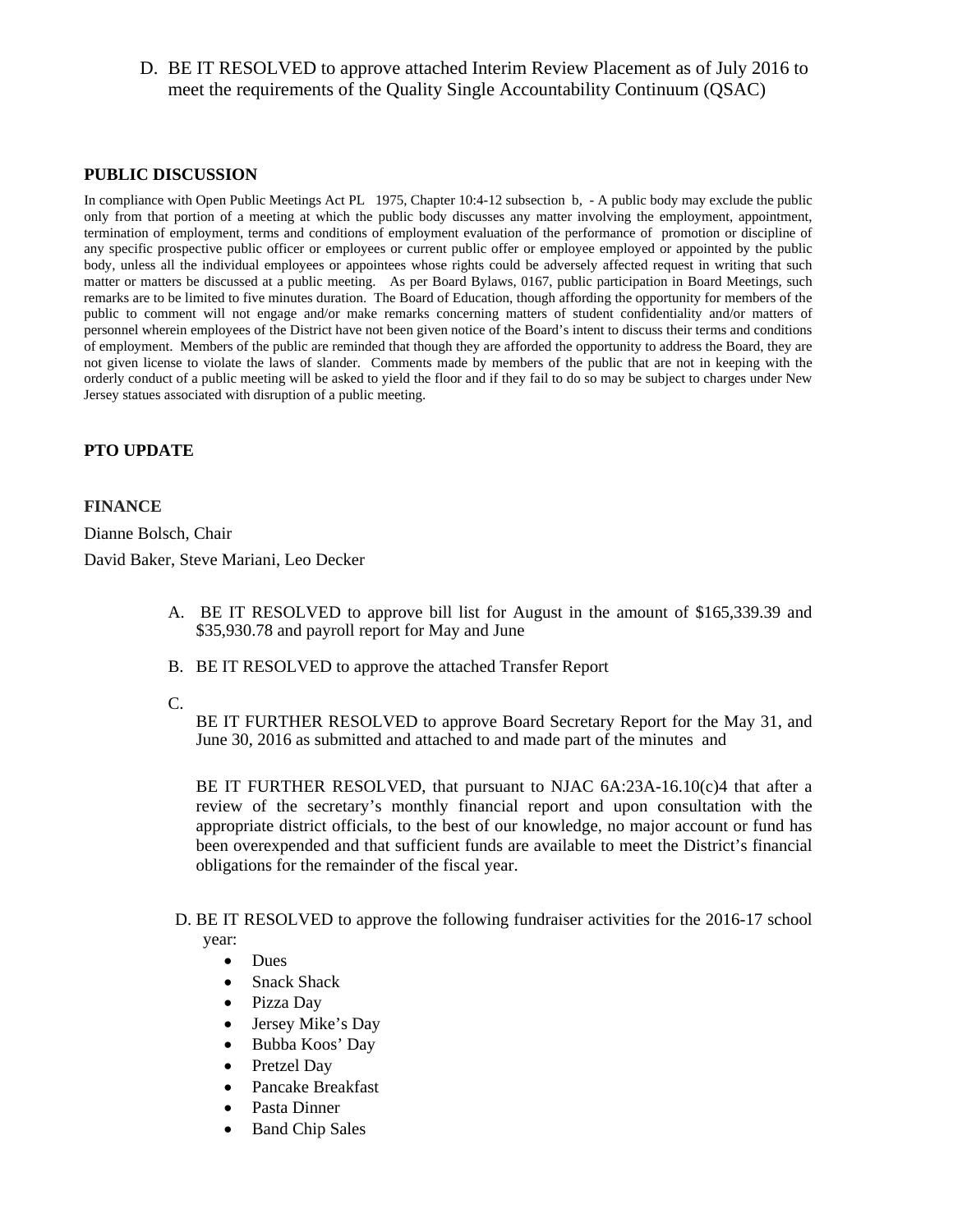D. BE IT RESOLVED to approve attached Interim Review Placement as of July 2016 to meet the requirements of the Quality Single Accountability Continuum (QSAC)

**PUBLIC DISCUSSION**

In compliance with Open Public Meetings Act PL 1975, Chapter 10:4-12 subsection b, - A public body may exclude the public only from that portion of a meeting at which the public body discusses any matter involving the employment, appointment, termination of employment, terms and conditions of employment evaluation of the performance of promotion or discipline of any specific prospective public officer or employees or current public offer or employee employed or appointed by the public body, unless all the individual employees or appointees whose rights could be adversely affected request in writing that such matter or matters be discussed at a public meeting. As per Board Bylaws, 0167, public participation in Board Meetings, such remarks are to be limited to five minutes duration. The Board of Education, though affording the opportunity for members of the public to comment will not engage and/or make remarks concerning matters of student confidentiality and/or matters of personnel wherein employees of the District have not been given notice of the Board's intent to discuss their terms and conditions of employment. Members of the public are reminded that though they are afforded the opportunity to address the Board, they are not given license to violate the laws of slander. Comments made by members of the public that are not in keeping with the orderly conduct of a public meeting will be asked to yield the floor and if they fail to do so may be subject to charges under New Jersey statues associated with disruption of a public meeting.

**PTO UPDATE**

**FINANCE**

Dianne Bolsch, Chair

David Baker, Steve Mariani, Leo Decker

A. BE IT RESOLVED to approve bill list for August in the amount of $165,339.39 and $35,930.78 and payroll report for May and June

B. BE IT RESOLVED to approve the attached Transfer Report

C.

BE IT FURTHER RESOLVED to approve Board Secretary Report for the May 31, and June 30, 2016 as submitted and attached to and made part of the minutes and

BE IT FURTHER RESOLVED, that pursuant to NJAC 6A:23A-16.10(c)4 that after a review of the secretary's monthly financial report and upon consultation with the appropriate district officials, to the best of our knowledge, no major account or fund has been overexpended and that sufficient funds are available to meet the District's financial obligations for the remainder of the fiscal year.

D. BE IT RESOLVED to approve the following fundraiser activities for the 2016-17 school year:

- Dues
- Snack Shack
- Pizza Day
- Jersey Mike's Day
- Bubba Koos' Day
- Pretzel Day
- Pancake Breakfast
- Pasta Dinner
- Band Chip Sales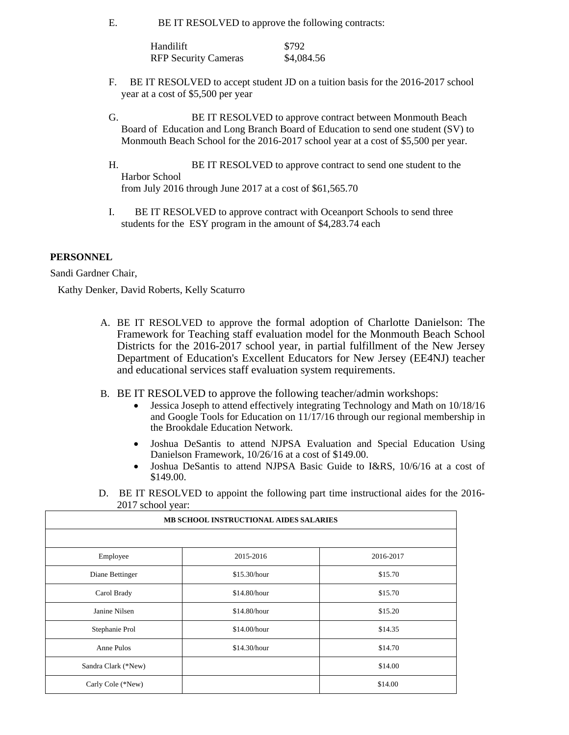E. BE IT RESOLVED to approve the following contracts:

| | |
|---|---|
| Handilift | $792 |
| RFP Security Cameras | $4,084.56 |

F. BE IT RESOLVED to accept student JD on a tuition basis for the 2016-2017 school year at a cost of $5,500 per year

G. BE IT RESOLVED to approve contract between Monmouth Beach Board of Education and Long Branch Board of Education to send one student (SV) to Monmouth Beach School for the 2016-2017 school year at a cost of $5,500 per year.

H. BE IT RESOLVED to approve contract to send one student to the Harbor School from July 2016 through June 2017 at a cost of $61,565.70

I. BE IT RESOLVED to approve contract with Oceanport Schools to send three students for the ESY program in the amount of $4,283.74 each

**PERSONNEL**

Sandi Gardner Chair,

Kathy Denker, David Roberts, Kelly Scaturro

A. BE IT RESOLVED to approve the formal adoption of Charlotte Danielson: The Framework for Teaching staff evaluation model for the Monmouth Beach School Districts for the 2016-2017 school year, in partial fulfillment of the New Jersey Department of Education's Excellent Educators for New Jersey (EE4NJ) teacher and educational services staff evaluation system requirements.

B. BE IT RESOLVED to approve the following teacher/admin workshops:
- Jessica Joseph to attend effectively integrating Technology and Math on 10/18/16 and Google Tools for Education on 11/17/16 through our regional membership in the Brookdale Education Network.
- Joshua DeSantis to attend NJPSA Evaluation and Special Education Using Danielson Framework, 10/26/16 at a cost of $149.00.
- Joshua DeSantis to attend NJPSA Basic Guide to I&RS, 10/6/16 at a cost of $149.00.

D. BE IT RESOLVED to appoint the following part time instructional aides for the 2016-2017 school year:

| MB SCHOOL INSTRUCTIONAL AIDES SALARIES | | |
|---|---|---|
| Employee | 2015-2016 | 2016-2017 |
| Diane Bettinger | $15.30/hour | $15.70 |
| Carol Brady | $14.80/hour | $15.70 |
| Janine Nilsen | $14.80/hour | $15.20 |
| Stephanie Prol | $14.00/hour | $14.35 |
| Anne Pulos | $14.30/hour | $14.70 |
| Sandra Clark (*New) | | $14.00 |
| Carly Cole (*New) | | $14.00 |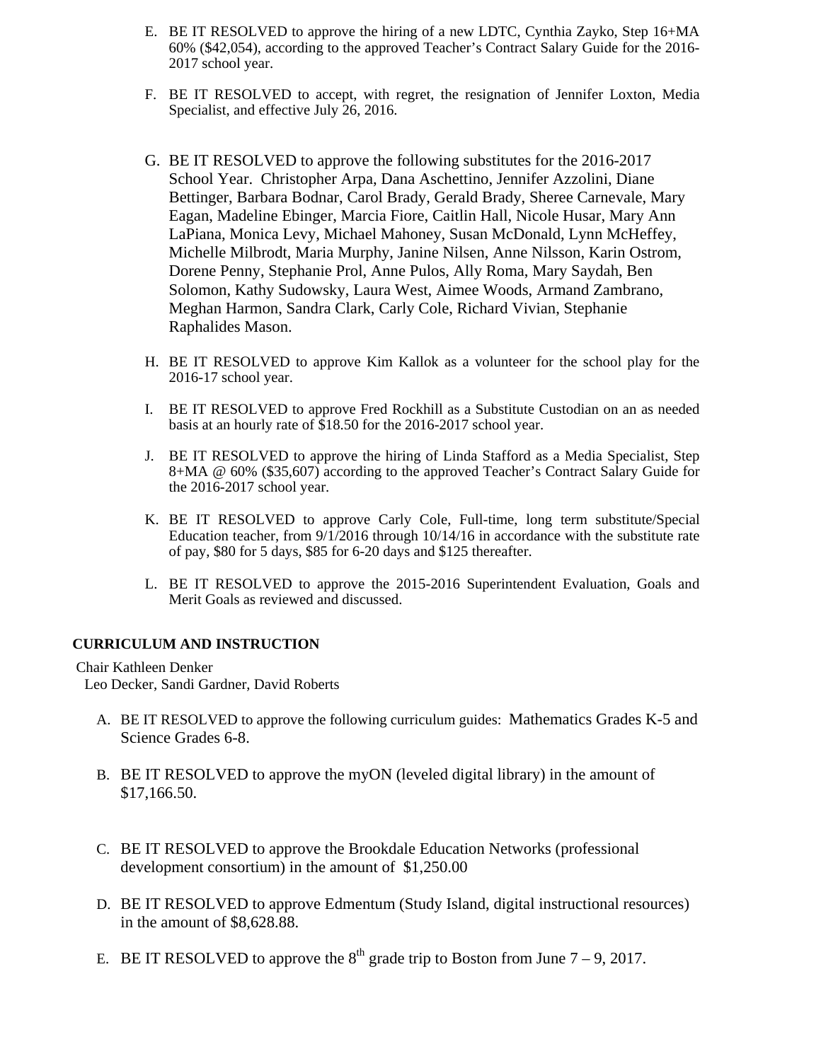E. BE IT RESOLVED to approve the hiring of a new LDTC, Cynthia Zayko, Step 16+MA 60% ($42,054), according to the approved Teacher's Contract Salary Guide for the 2016-2017 school year.

F. BE IT RESOLVED to accept, with regret, the resignation of Jennifer Loxton, Media Specialist, and effective July 26, 2016.

G. BE IT RESOLVED to approve the following substitutes for the 2016-2017 School Year. Christopher Arpa, Dana Aschettino, Jennifer Azzolini, Diane Bettinger, Barbara Bodnar, Carol Brady, Gerald Brady, Sheree Carnevale, Mary Eagan, Madeline Ebinger, Marcia Fiore, Caitlin Hall, Nicole Husar, Mary Ann LaPiana, Monica Levy, Michael Mahoney, Susan McDonald, Lynn McHeffey, Michelle Milbrodt, Maria Murphy, Janine Nilsen, Anne Nilsson, Karin Ostrom, Dorene Penny, Stephanie Prol, Anne Pulos, Ally Roma, Mary Saydah, Ben Solomon, Kathy Sudowsky, Laura West, Aimee Woods, Armand Zambrano, Meghan Harmon, Sandra Clark, Carly Cole, Richard Vivian, Stephanie Raphalides Mason.

H. BE IT RESOLVED to approve Kim Kallok as a volunteer for the school play for the 2016-17 school year.

I. BE IT RESOLVED to approve Fred Rockhill as a Substitute Custodian on an as needed basis at an hourly rate of $18.50 for the 2016-2017 school year.

J. BE IT RESOLVED to approve the hiring of Linda Stafford as a Media Specialist, Step 8+MA @ 60% ($35,607) according to the approved Teacher's Contract Salary Guide for the 2016-2017 school year.

K. BE IT RESOLVED to approve Carly Cole, Full-time, long term substitute/Special Education teacher, from 9/1/2016 through 10/14/16 in accordance with the substitute rate of pay, $80 for 5 days, $85 for 6-20 days and $125 thereafter.

L. BE IT RESOLVED to approve the 2015-2016 Superintendent Evaluation, Goals and Merit Goals as reviewed and discussed.

**CURRICULUM AND INSTRUCTION**

Chair Kathleen Denker
Leo Decker, Sandi Gardner, David Roberts

A. BE IT RESOLVED to approve the following curriculum guides: Mathematics Grades K-5 and Science Grades 6-8.

B. BE IT RESOLVED to approve the myON (leveled digital library) in the amount of $17,166.50.

C. BE IT RESOLVED to approve the Brookdale Education Networks (professional development consortium) in the amount of $1,250.00

D. BE IT RESOLVED to approve Edmentum (Study Island, digital instructional resources) in the amount of $8,628.88.

E. BE IT RESOLVED to approve the 8th grade trip to Boston from June 7 – 9, 2017.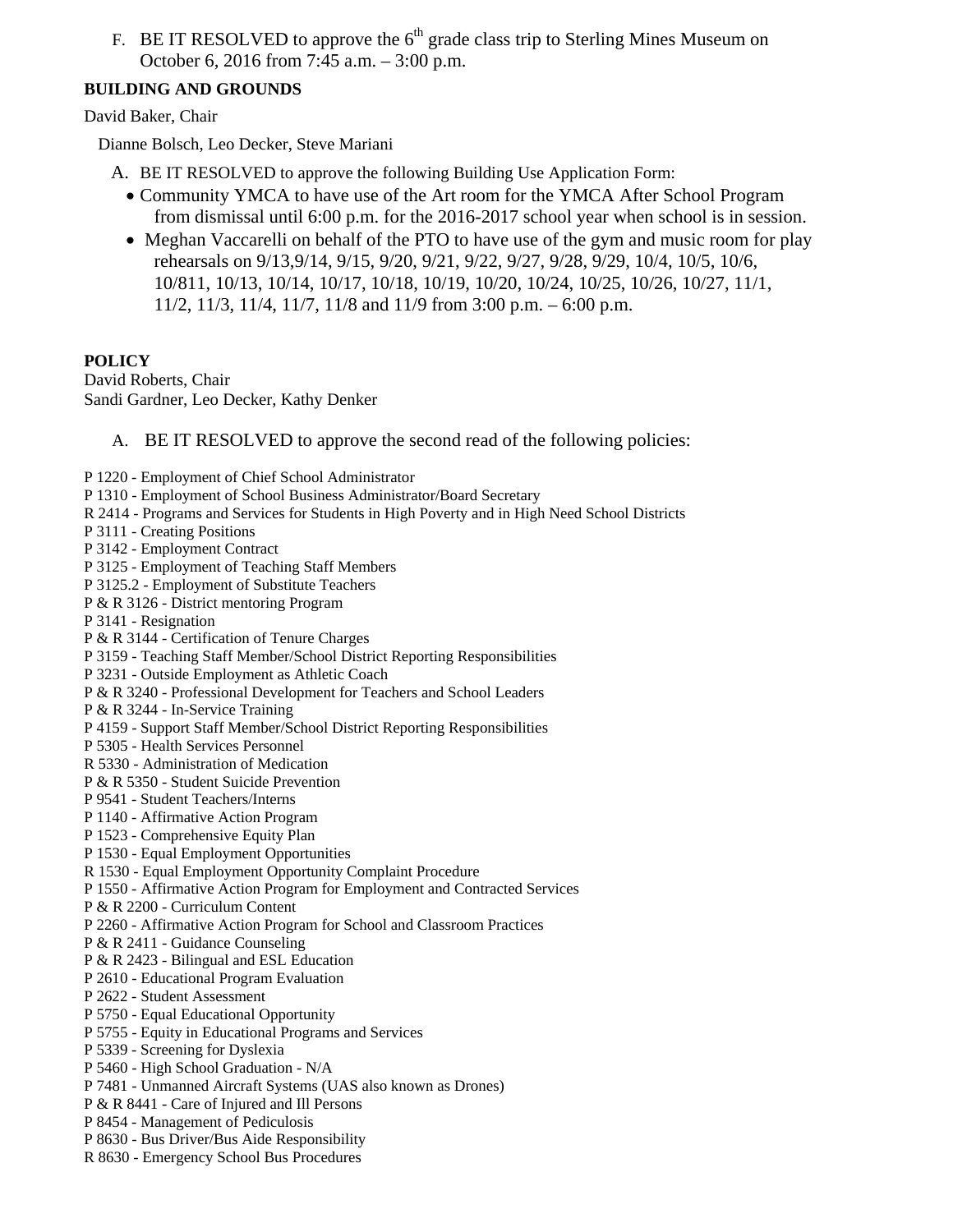F. BE IT RESOLVED to approve the 6th grade class trip to Sterling Mines Museum on October 6, 2016 from 7:45 a.m. – 3:00 p.m.

**BUILDING AND GROUNDS**

David Baker, Chair

Dianne Bolsch, Leo Decker, Steve Mariani

A. BE IT RESOLVED to approve the following Building Use Application Form:

- Community YMCA to have use of the Art room for the YMCA After School Program from dismissal until 6:00 p.m. for the 2016-2017 school year when school is in session.
- Meghan Vaccarelli on behalf of the PTO to have use of the gym and music room for play rehearsals on 9/13,9/14, 9/15, 9/20, 9/21, 9/22, 9/27, 9/28, 9/29, 10/4, 10/5, 10/6, 10/811, 10/13, 10/14, 10/17, 10/18, 10/19, 10/20, 10/24, 10/25, 10/26, 10/27, 11/1, 11/2, 11/3, 11/4, 11/7, 11/8 and 11/9 from 3:00 p.m. – 6:00 p.m.

**POLICY**

David Roberts, Chair
Sandi Gardner, Leo Decker, Kathy Denker

A. BE IT RESOLVED to approve the second read of the following policies:

P 1220 - Employment of Chief School Administrator
P 1310 - Employment of School Business Administrator/Board Secretary
R 2414 - Programs and Services for Students in High Poverty and in High Need School Districts
P 3111 - Creating Positions
P 3142 - Employment Contract
P 3125 - Employment of Teaching Staff Members
P 3125.2 - Employment of Substitute Teachers
P & R 3126 - District mentoring Program
P 3141 - Resignation
P & R 3144 - Certification of Tenure Charges
P 3159 - Teaching Staff Member/School District Reporting Responsibilities
P 3231 - Outside Employment as Athletic Coach
P & R 3240 - Professional Development for Teachers and School Leaders
P & R 3244 - In-Service Training
P 4159 - Support Staff Member/School District Reporting Responsibilities
P 5305 - Health Services Personnel
R 5330 - Administration of Medication
P & R 5350 - Student Suicide Prevention
P 9541 - Student Teachers/Interns
P 1140 - Affirmative Action Program
P 1523 - Comprehensive Equity Plan
P 1530 - Equal Employment Opportunities
R 1530 - Equal Employment Opportunity Complaint Procedure
P 1550 - Affirmative Action Program for Employment and Contracted Services
P & R 2200 - Curriculum Content
P 2260 - Affirmative Action Program for School and Classroom Practices
P & R 2411 - Guidance Counseling
P & R 2423 - Bilingual and ESL Education
P 2610 - Educational Program Evaluation
P 2622 - Student Assessment
P 5750 - Equal Educational Opportunity
P 5755 - Equity in Educational Programs and Services
P 5339 - Screening for Dyslexia
P 5460 - High School Graduation - N/A
P 7481 - Unmanned Aircraft Systems (UAS also known as Drones)
P & R 8441 - Care of Injured and Ill Persons
P 8454 - Management of Pediculosis
P 8630 - Bus Driver/Bus Aide Responsibility
R 8630 - Emergency School Bus Procedures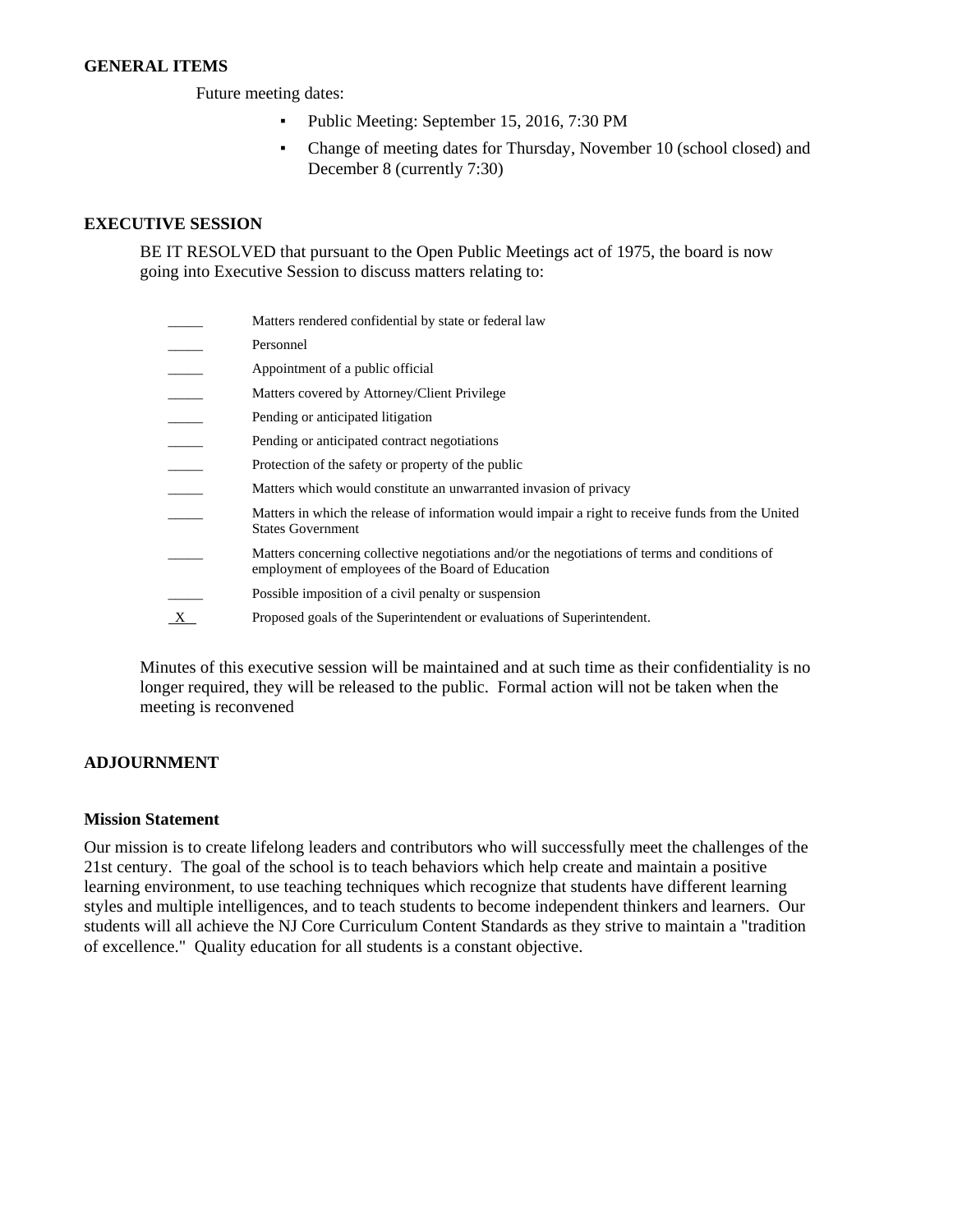**GENERAL ITEMS**

Future meeting dates:

- Public Meeting: September 15, 2016, 7:30 PM
- Change of meeting dates for Thursday, November 10 (school closed) and December 8 (currently 7:30)

**EXECUTIVE SESSION**

BE IT RESOLVED that pursuant to the Open Public Meetings act of 1975, the board is now going into Executive Session to discuss matters relating to:

| | |
|---|---|
| _____ | Matters rendered confidential by state or federal law |
| _____ | Personnel |
| _____ | Appointment of a public official |
| _____ | Matters covered by Attorney/Client Privilege |
| _____ | Pending or anticipated litigation |
| _____ | Pending or anticipated contract negotiations |
| _____ | Protection of the safety or property of the public |
| _____ | Matters which would constitute an unwarranted invasion of privacy |
| _____ | Matters in which the release of information would impair a right to receive funds from the United States Government |
| _____ | Matters concerning collective negotiations and/or the negotiations of terms and conditions of employment of employees of the Board of Education |
| _____ | Possible imposition of a civil penalty or suspension |
| X | Proposed goals of the Superintendent or evaluations of Superintendent. |

Minutes of this executive session will be maintained and at such time as their confidentiality is no longer required, they will be released to the public. Formal action will not be taken when the meeting is reconvened

**ADJOURNMENT**

**Mission Statement**

Our mission is to create lifelong leaders and contributors who will successfully meet the challenges of the 21st century. The goal of the school is to teach behaviors which help create and maintain a positive learning environment, to use teaching techniques which recognize that students have different learning styles and multiple intelligences, and to teach students to become independent thinkers and learners. Our students will all achieve the NJ Core Curriculum Content Standards as they strive to maintain a "tradition of excellence." Quality education for all students is a constant objective.